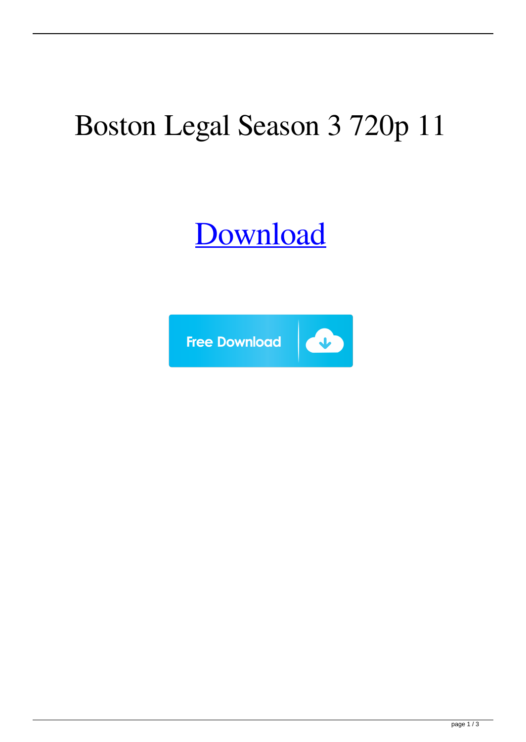# Boston Legal Season 3 720p 11

[Download]

Free Download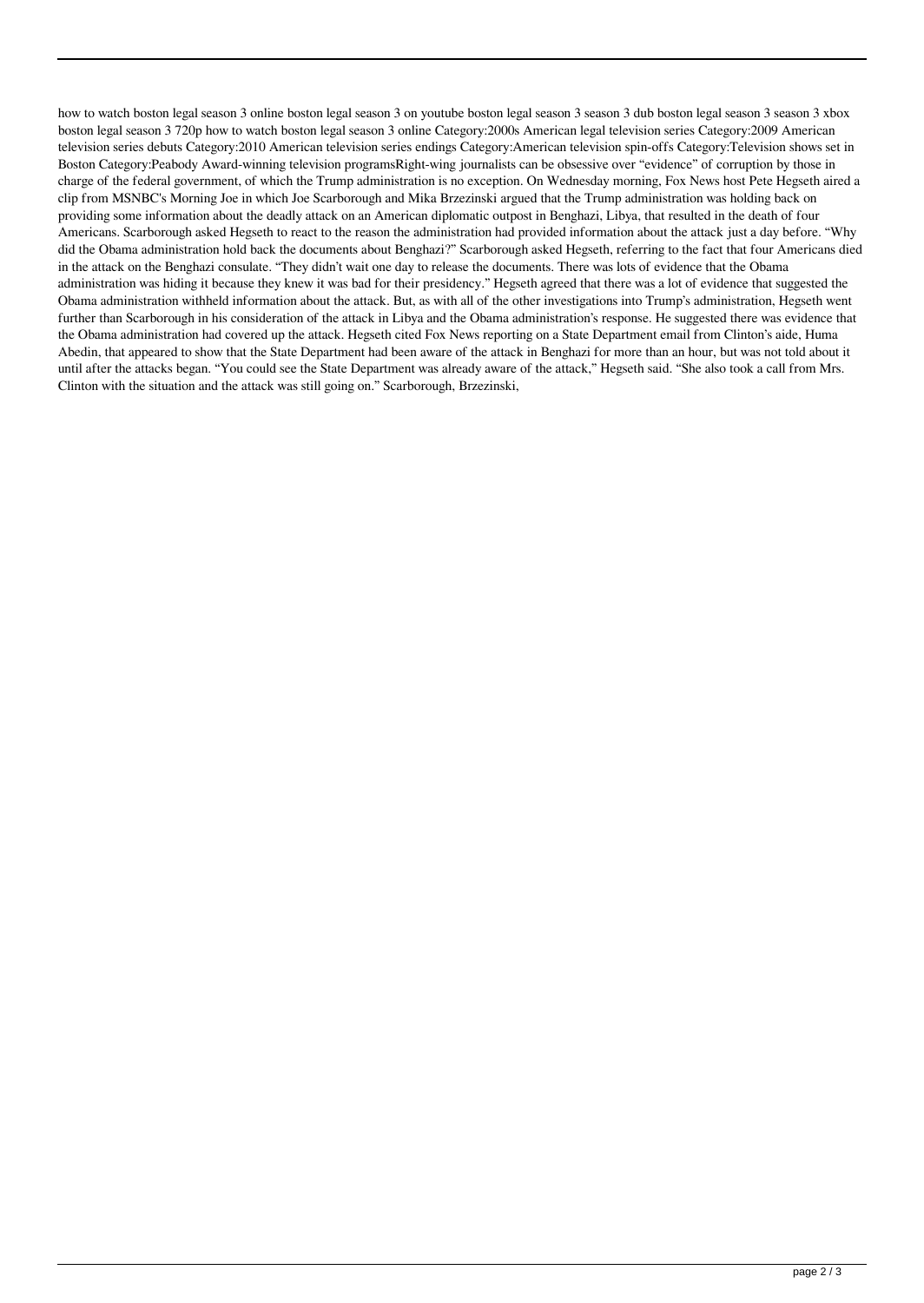how to watch boston legal season 3 online boston legal season 3 on youtube boston legal season 3 season 3 dub boston legal season 3 season 3 xbox boston legal season 3 720p how to watch boston legal season 3 online Category:2000s American legal television series Category:2009 American television series debuts Category:2010 American television series endings Category:American television spin-offs Category:Television shows set in Boston Category:Peabody Award-winning television programsRight-wing journalists can be obsessive over "evidence" of corruption by those in charge of the federal government, of which the Trump administration is no exception. On Wednesday morning, Fox News host Pete Hegseth aired a clip from MSNBC's Morning Joe in which Joe Scarborough and Mika Brzezinski argued that the Trump administration was holding back on providing some information about the deadly attack on an American diplomatic outpost in Benghazi, Libya, that resulted in the death of four Americans. Scarborough asked Hegseth to react to the reason the administration had provided information about the attack just a day before. "Why did the Obama administration hold back the documents about Benghazi?" Scarborough asked Hegseth, referring to the fact that four Americans died in the attack on the Benghazi consulate. "They didn't wait one day to release the documents. There was lots of evidence that the Obama administration was hiding it because they knew it was bad for their presidency." Hegseth agreed that there was a lot of evidence that suggested the Obama administration withheld information about the attack. But, as with all of the other investigations into Trump's administration, Hegseth went further than Scarborough in his consideration of the attack in Libya and the Obama administration's response. He suggested there was evidence that the Obama administration had covered up the attack. Hegseth cited Fox News reporting on a State Department email from Clinton's aide, Huma Abedin, that appeared to show that the State Department had been aware of the attack in Benghazi for more than an hour, but was not told about it until after the attacks began. "You could see the State Department was already aware of the attack," Hegseth said. "She also took a call from Mrs. Clinton with the situation and the attack was still going on." Scarborough, Brzezinski,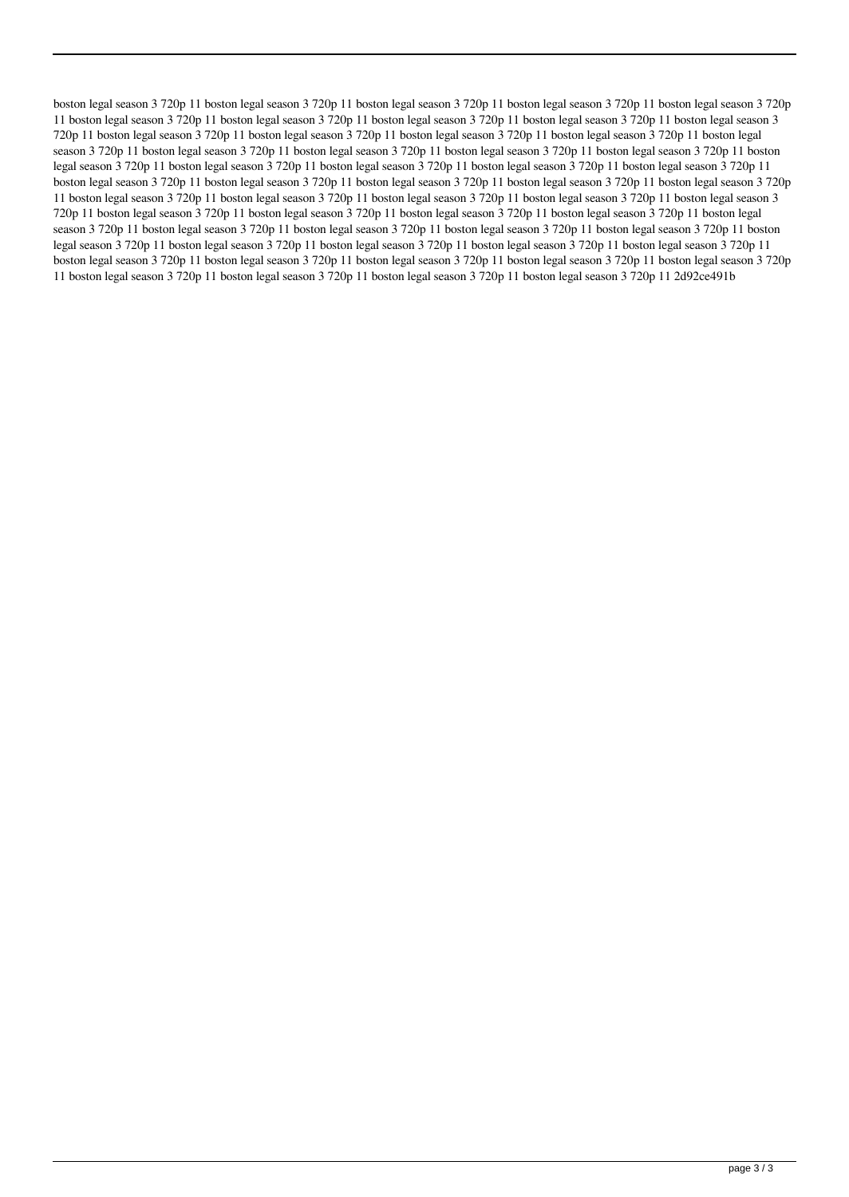boston legal season 3 720p 11 boston legal season 3 720p 11 boston legal season 3 720p 11 boston legal season 3 720p 11 boston legal season 3 720p 11 boston legal season 3 720p 11 boston legal season 3 720p 11 boston legal season 3 720p 11 boston legal season 3 720p 11 boston legal season 3 720p 11 boston legal season 3 720p 11 boston legal season 3 720p 11 boston legal season 3 720p 11 boston legal season 3 720p 11 boston legal season 3 720p 11 boston legal season 3 720p 11 boston legal season 3 720p 11 boston legal season 3 720p 11 boston legal season 3 720p 11 boston legal season 3 720p 11 boston legal season 3 720p 11 boston legal season 3 720p 11 boston legal season 3 720p 11 boston legal season 3 720p 11 boston legal season 3 720p 11 boston legal season 3 720p 11 boston legal season 3 720p 11 boston legal season 3 720p 11 boston legal season 3 720p 11 boston legal season 3 720p 11 boston legal season 3 720p 11 boston legal season 3 720p 11 boston legal season 3 720p 11 boston legal season 3 720p 11 boston legal season 3 720p 11 boston legal season 3 720p 11 boston legal season 3 720p 11 boston legal season 3 720p 11 boston legal season 3 720p 11 boston legal season 3 720p 11 boston legal season 3 720p 11 boston legal season 3 720p 11 boston legal season 3 720p 11 boston legal season 3 720p 11 boston legal season 3 720p 11 boston legal season 3 720p 11 boston legal season 3 720p 11 boston legal season 3 720p 11 boston legal season 3 720p 11 boston legal season 3 720p 11 boston legal season 3 720p 11 boston legal season 3 720p 11 boston legal season 3 720p 11 boston legal season 3 720p 11 boston legal season 3 720p 11 boston legal season 3 720p 11 boston legal season 3 720p 11 boston legal season 3 720p 11 boston legal season 3 720p 11 boston legal season 3 720p 11 boston legal season 3 720p 11 boston legal season 3 720p 11 boston legal season 3 720p 11 boston legal season 3 720p 11 boston legal season 3 720p 11 boston legal season 3 720p 11 boston legal season 3 720p 11 boston legal season 3 720p 11 boston legal season 3 720p 11 2d92ce491b